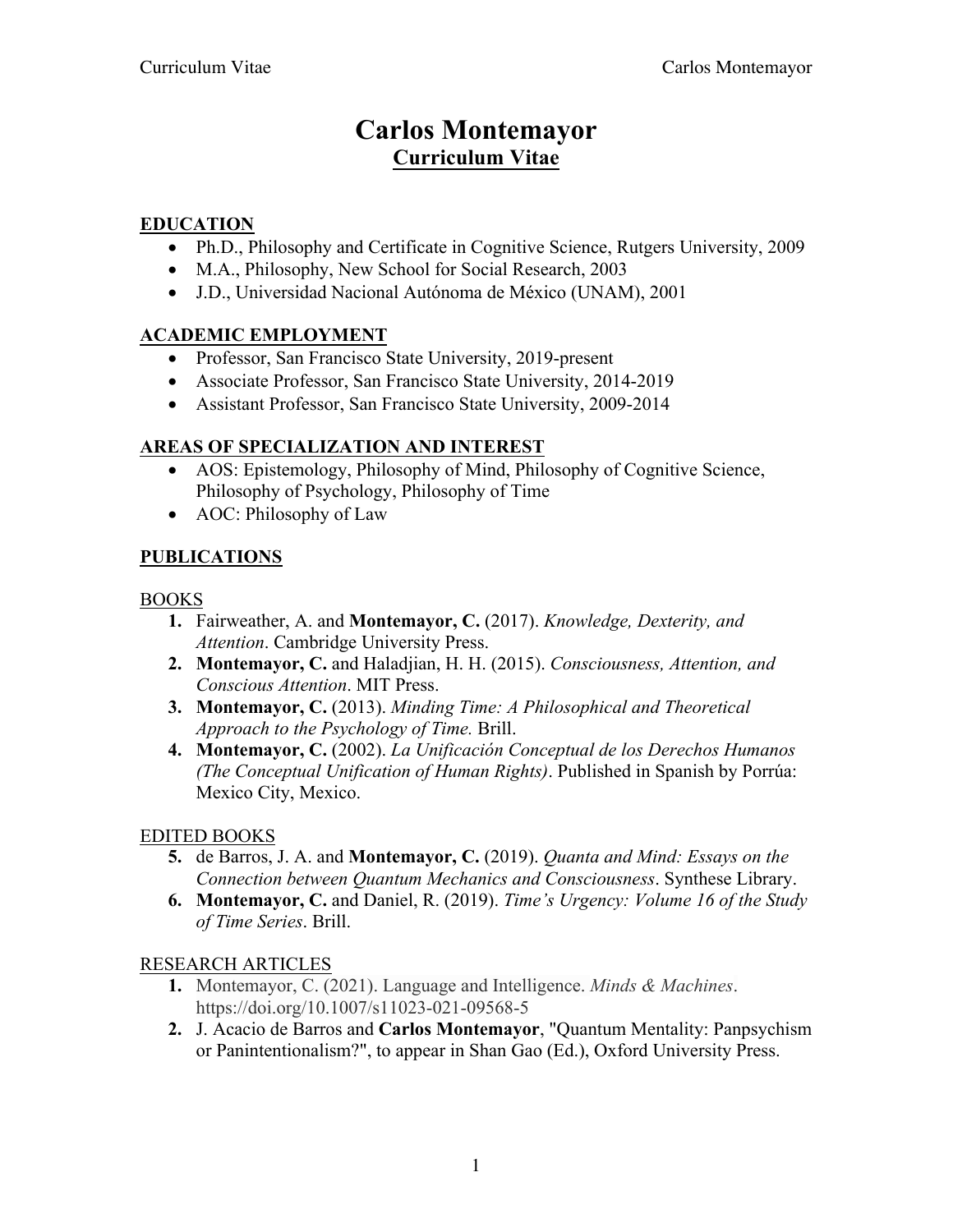# Carlos Montemayor
## Curriculum Vitae

### EDUCATION

- Ph.D., Philosophy and Certificate in Cognitive Science, Rutgers University, 2009
- M.A., Philosophy, New School for Social Research, 2003
- J.D., Universidad Nacional Autónoma de México (UNAM), 2001

### ACADEMIC EMPLOYMENT

- Professor, San Francisco State University, 2019-present
- Associate Professor, San Francisco State University, 2014-2019
- Assistant Professor, San Francisco State University, 2009-2014

### AREAS OF SPECIALIZATION AND INTEREST

- AOS: Epistemology, Philosophy of Mind, Philosophy of Cognitive Science, Philosophy of Psychology, Philosophy of Time
- AOC: Philosophy of Law

### PUBLICATIONS

#### BOOKS

1. Fairweather, A. and **Montemayor, C.** (2017). *Knowledge, Dexterity, and Attention*. Cambridge University Press.
2. **Montemayor, C.** and Haladjian, H. H. (2015). *Consciousness, Attention, and Conscious Attention*. MIT Press.
3. **Montemayor, C.** (2013). *Minding Time: A Philosophical and Theoretical Approach to the Psychology of Time.* Brill.
4. **Montemayor, C.** (2002). *La Unificación Conceptual de los Derechos Humanos (The Conceptual Unification of Human Rights)*. Published in Spanish by Porrúa: Mexico City, Mexico.

#### EDITED BOOKS

5. de Barros, J. A. and **Montemayor, C.** (2019). *Quanta and Mind: Essays on the Connection between Quantum Mechanics and Consciousness*. Synthese Library.
6. **Montemayor, C.** and Daniel, R. (2019). *Time's Urgency: Volume 16 of the Study of Time Series*. Brill.

#### RESEARCH ARTICLES

1. Montemayor, C. (2021). Language and Intelligence. *Minds & Machines*. https://doi.org/10.1007/s11023-021-09568-5
2. J. Acacio de Barros and **Carlos Montemayor**, "Quantum Mentality: Panpsychism or Panintentionalism?", to appear in Shan Gao (Ed.), Oxford University Press.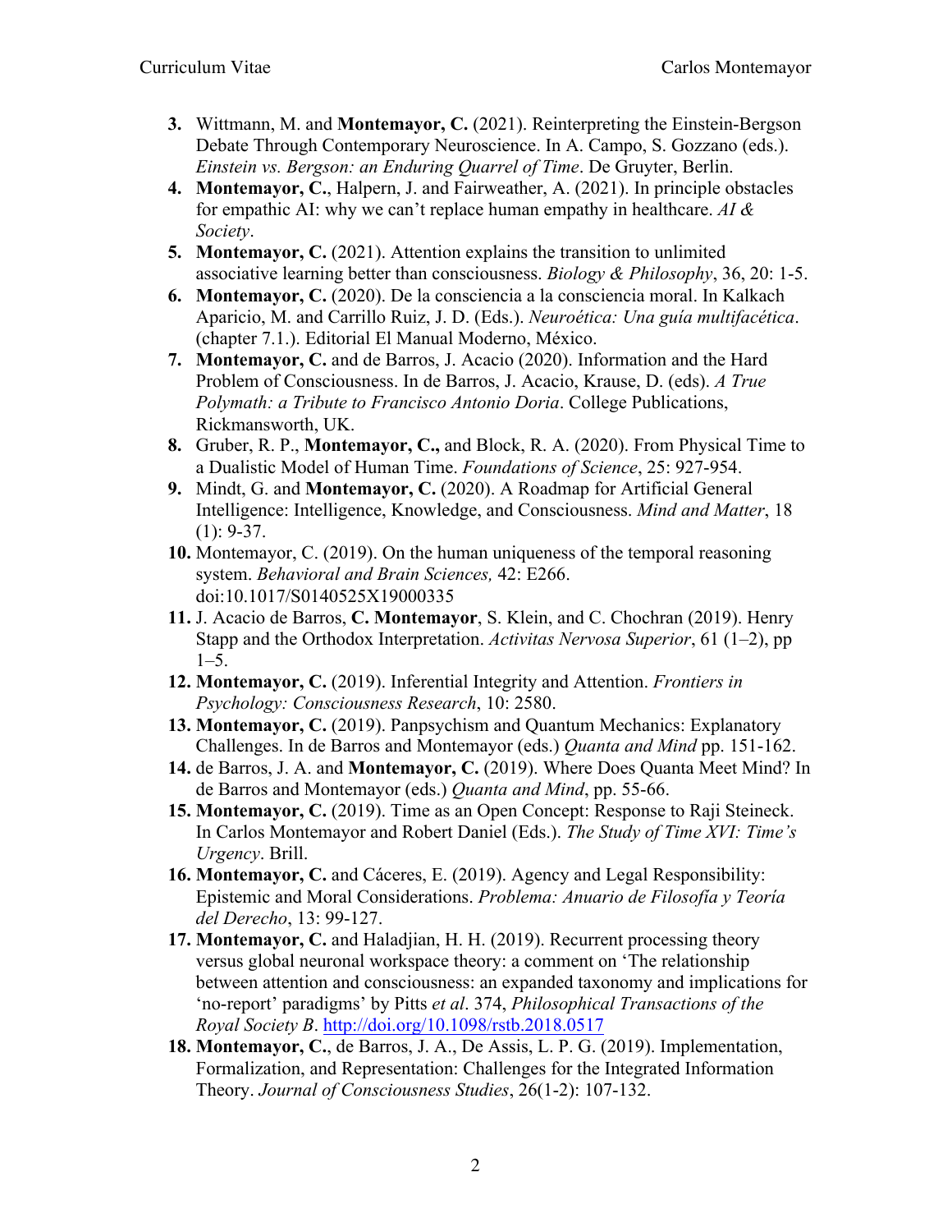3. Wittmann, M. and **Montemayor, C.** (2021). Reinterpreting the Einstein-Bergson Debate Through Contemporary Neuroscience. In A. Campo, S. Gozzano (eds.). *Einstein vs. Bergson: an Enduring Quarrel of Time*. De Gruyter, Berlin.
4. **Montemayor, C.**, Halpern, J. and Fairweather, A. (2021). In principle obstacles for empathic AI: why we can't replace human empathy in healthcare. *AI & Society*.
5. **Montemayor, C.** (2021). Attention explains the transition to unlimited associative learning better than consciousness. *Biology & Philosophy*, 36, 20: 1-5.
6. **Montemayor, C.** (2020). De la consciencia a la consciencia moral. In Kalkach Aparicio, M. and Carrillo Ruiz, J. D. (Eds.). *Neuroética: Una guía multifacética*. (chapter 7.1.). Editorial El Manual Moderno, México.
7. **Montemayor, C.** and de Barros, J. Acacio (2020). Information and the Hard Problem of Consciousness. In de Barros, J. Acacio, Krause, D. (eds). *A True Polymath: a Tribute to Francisco Antonio Doria*. College Publications, Rickmansworth, UK.
8. Gruber, R. P., **Montemayor, C.,** and Block, R. A. (2020). From Physical Time to a Dualistic Model of Human Time. *Foundations of Science*, 25: 927-954.
9. Mindt, G. and **Montemayor, C.** (2020). A Roadmap for Artificial General Intelligence: Intelligence, Knowledge, and Consciousness. *Mind and Matter*, 18 (1): 9-37.
10. Montemayor, C. (2019). On the human uniqueness of the temporal reasoning system. *Behavioral and Brain Sciences,* 42: E266. doi:10.1017/S0140525X19000335
11. J. Acacio de Barros, **C. Montemayor**, S. Klein, and C. Chochran (2019). Henry Stapp and the Orthodox Interpretation. *Activitas Nervosa Superior*, 61 (1–2), pp 1–5.
12. **Montemayor, C.** (2019). Inferential Integrity and Attention. *Frontiers in Psychology: Consciousness Research*, 10: 2580.
13. **Montemayor, C.** (2019). Panpsychism and Quantum Mechanics: Explanatory Challenges. In de Barros and Montemayor (eds.) *Quanta and Mind* pp. 151-162.
14. de Barros, J. A. and **Montemayor, C.** (2019). Where Does Quanta Meet Mind? In de Barros and Montemayor (eds.) *Quanta and Mind*, pp. 55-66.
15. **Montemayor, C.** (2019). Time as an Open Concept: Response to Raji Steineck. In Carlos Montemayor and Robert Daniel (Eds.). *The Study of Time XVI: Time's Urgency*. Brill.
16. **Montemayor, C.** and Cáceres, E. (2019). Agency and Legal Responsibility: Epistemic and Moral Considerations. *Problema: Anuario de Filosofía y Teoría del Derecho*, 13: 99-127.
17. **Montemayor, C.** and Haladjian, H. H. (2019). Recurrent processing theory versus global neuronal workspace theory: a comment on 'The relationship between attention and consciousness: an expanded taxonomy and implications for 'no-report' paradigms' by Pitts *et al*. 374, *Philosophical Transactions of the Royal Society B*. http://doi.org/10.1098/rstb.2018.0517
18. **Montemayor, C.**, de Barros, J. A., De Assis, L. P. G. (2019). Implementation, Formalization, and Representation: Challenges for the Integrated Information Theory. *Journal of Consciousness Studies*, 26(1-2): 107-132.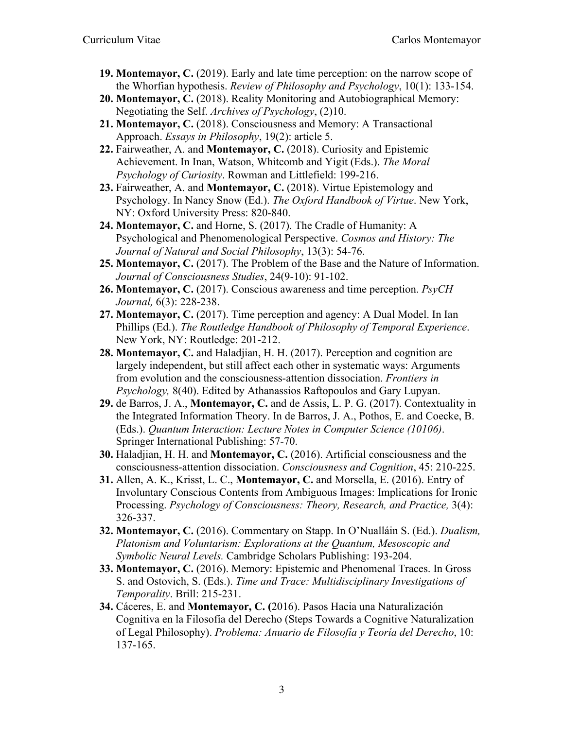19. **Montemayor, C.** (2019). Early and late time perception: on the narrow scope of the Whorfian hypothesis. *Review of Philosophy and Psychology*, 10(1): 133-154.
20. **Montemayor, C.** (2018). Reality Monitoring and Autobiographical Memory: Negotiating the Self. *Archives of Psychology*, (2)10.
21. **Montemayor, C.** (2018). Consciousness and Memory: A Transactional Approach. *Essays in Philosophy*, 19(2): article 5.
22. Fairweather, A. and **Montemayor, C.** (2018). Curiosity and Epistemic Achievement. In Inan, Watson, Whitcomb and Yigit (Eds.). *The Moral Psychology of Curiosity*. Rowman and Littlefield: 199-216.
23. Fairweather, A. and **Montemayor, C.** (2018). Virtue Epistemology and Psychology. In Nancy Snow (Ed.). *The Oxford Handbook of Virtue*. New York, NY: Oxford University Press: 820-840.
24. **Montemayor, C.** and Horne, S. (2017). The Cradle of Humanity: A Psychological and Phenomenological Perspective. *Cosmos and History: The Journal of Natural and Social Philosophy*, 13(3): 54-76.
25. **Montemayor, C.** (2017). The Problem of the Base and the Nature of Information. *Journal of Consciousness Studies*, 24(9-10): 91-102.
26. **Montemayor, C.** (2017). Conscious awareness and time perception. *PsyCH Journal,* 6(3): 228-238.
27. **Montemayor, C.** (2017). Time perception and agency: A Dual Model. In Ian Phillips (Ed.). *The Routledge Handbook of Philosophy of Temporal Experience*. New York, NY: Routledge: 201-212.
28. **Montemayor, C.** and Haladjian, H. H. (2017). Perception and cognition are largely independent, but still affect each other in systematic ways: Arguments from evolution and the consciousness-attention dissociation. *Frontiers in Psychology,* 8(40). Edited by Athanassios Raftopoulos and Gary Lupyan.
29. de Barros, J. A., **Montemayor, C.** and de Assis, L. P. G. (2017). Contextuality in the Integrated Information Theory. In de Barros, J. A., Pothos, E. and Coecke, B. (Eds.). *Quantum Interaction: Lecture Notes in Computer Science (10106)*. Springer International Publishing: 57-70.
30. Haladjian, H. H. and **Montemayor, C.** (2016). Artificial consciousness and the consciousness-attention dissociation. *Consciousness and Cognition*, 45: 210-225.
31. Allen, A. K., Krisst, L. C., **Montemayor, C.** and Morsella, E. (2016). Entry of Involuntary Conscious Contents from Ambiguous Images: Implications for Ironic Processing. *Psychology of Consciousness: Theory, Research, and Practice,* 3(4): 326-337.
32. **Montemayor, C.** (2016). Commentary on Stapp. In O'Nualláin S. (Ed.). *Dualism, Platonism and Voluntarism: Explorations at the Quantum, Mesoscopic and Symbolic Neural Levels.* Cambridge Scholars Publishing: 193-204.
33. **Montemayor, C.** (2016). Memory: Epistemic and Phenomenal Traces. In Gross S. and Ostovich, S. (Eds.). *Time and Trace: Multidisciplinary Investigations of Temporality*. Brill: 215-231.
34. Cáceres, E. and **Montemayor, C. (**2016). Pasos Hacia una Naturalización Cognitiva en la Filosofía del Derecho (Steps Towards a Cognitive Naturalization of Legal Philosophy). *Problema: Anuario de Filosofía y Teoría del Derecho*, 10: 137-165.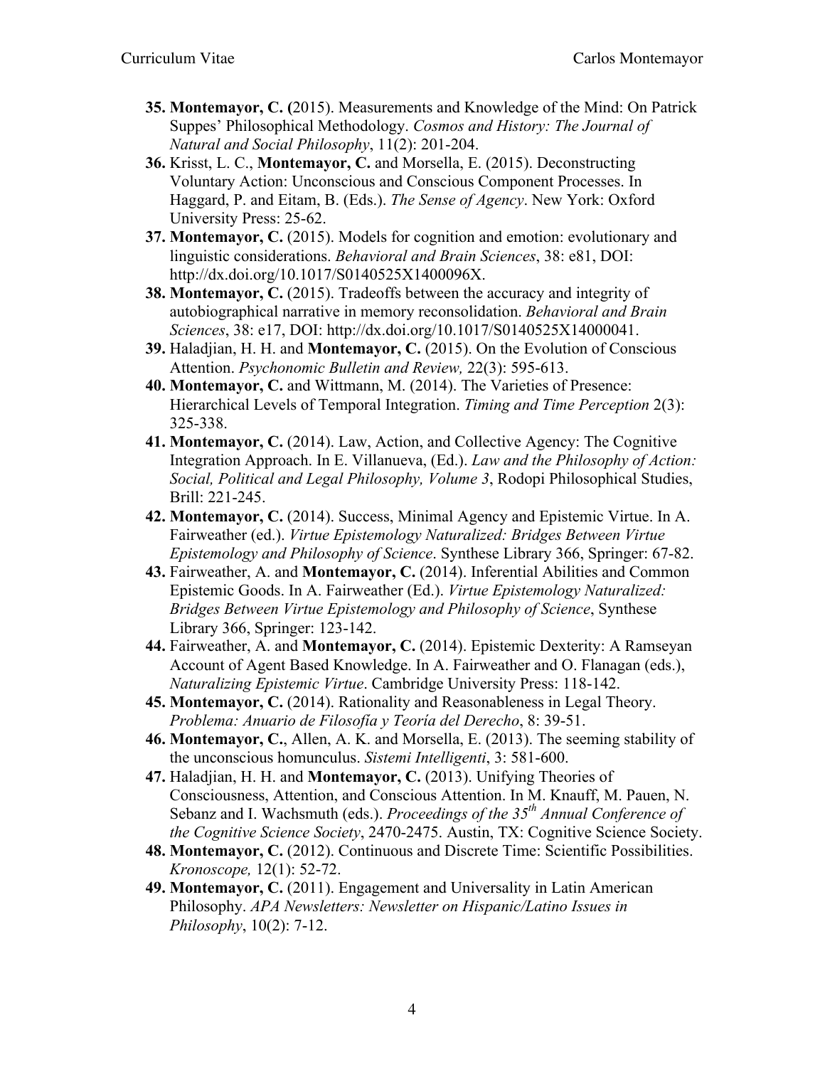35. **Montemayor, C. (**2015). Measurements and Knowledge of the Mind: On Patrick Suppes' Philosophical Methodology. *Cosmos and History: The Journal of Natural and Social Philosophy*, 11(2): 201-204.
36. Krisst, L. C., **Montemayor, C.** and Morsella, E. (2015). Deconstructing Voluntary Action: Unconscious and Conscious Component Processes. In Haggard, P. and Eitam, B. (Eds.). *The Sense of Agency*. New York: Oxford University Press: 25-62.
37. **Montemayor, C.** (2015). Models for cognition and emotion: evolutionary and linguistic considerations. *Behavioral and Brain Sciences*, 38: e81, DOI: http://dx.doi.org/10.1017/S0140525X1400096X.
38. **Montemayor, C.** (2015). Tradeoffs between the accuracy and integrity of autobiographical narrative in memory reconsolidation. *Behavioral and Brain Sciences*, 38: e17, DOI: http://dx.doi.org/10.1017/S0140525X14000041.
39. Haladjian, H. H. and **Montemayor, C.** (2015). On the Evolution of Conscious Attention. *Psychonomic Bulletin and Review,* 22(3): 595-613.
40. **Montemayor, C.** and Wittmann, M. (2014). The Varieties of Presence: Hierarchical Levels of Temporal Integration. *Timing and Time Perception* 2(3): 325-338.
41. **Montemayor, C.** (2014). Law, Action, and Collective Agency: The Cognitive Integration Approach. In E. Villanueva, (Ed.). *Law and the Philosophy of Action: Social, Political and Legal Philosophy, Volume 3*, Rodopi Philosophical Studies, Brill: 221-245.
42. **Montemayor, C.** (2014). Success, Minimal Agency and Epistemic Virtue. In A. Fairweather (ed.). *Virtue Epistemology Naturalized: Bridges Between Virtue Epistemology and Philosophy of Science*. Synthese Library 366, Springer: 67-82.
43. Fairweather, A. and **Montemayor, C.** (2014). Inferential Abilities and Common Epistemic Goods. In A. Fairweather (Ed.). *Virtue Epistemology Naturalized: Bridges Between Virtue Epistemology and Philosophy of Science*, Synthese Library 366, Springer: 123-142.
44. Fairweather, A. and **Montemayor, C.** (2014). Epistemic Dexterity: A Ramseyan Account of Agent Based Knowledge. In A. Fairweather and O. Flanagan (eds.), *Naturalizing Epistemic Virtue*. Cambridge University Press: 118-142.
45. **Montemayor, C.** (2014). Rationality and Reasonableness in Legal Theory. *Problema: Anuario de Filosofía y Teoría del Derecho*, 8: 39-51.
46. **Montemayor, C.**, Allen, A. K. and Morsella, E. (2013). The seeming stability of the unconscious homunculus. *Sistemi Intelligenti*, 3: 581-600.
47. Haladjian, H. H. and **Montemayor, C.** (2013). Unifying Theories of Consciousness, Attention, and Conscious Attention. In M. Knauff, M. Pauen, N. Sebanz and I. Wachsmuth (eds.). *Proceedings of the 35th Annual Conference of the Cognitive Science Society*, 2470-2475. Austin, TX: Cognitive Science Society.
48. **Montemayor, C.** (2012). Continuous and Discrete Time: Scientific Possibilities. *Kronoscope,* 12(1): 52-72.
49. **Montemayor, C.** (2011). Engagement and Universality in Latin American Philosophy. *APA Newsletters: Newsletter on Hispanic/Latino Issues in Philosophy*, 10(2): 7-12.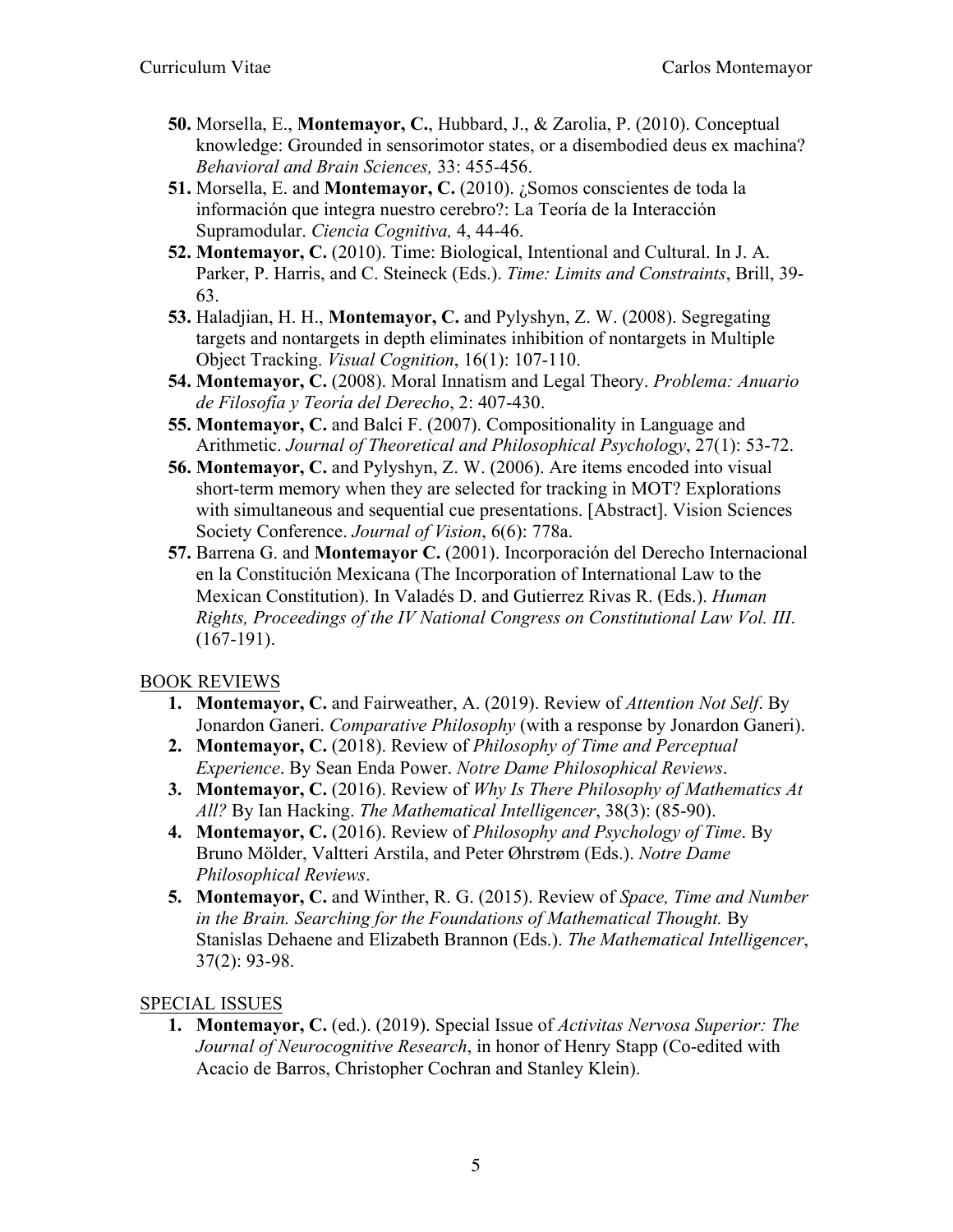50. Morsella, E., **Montemayor, C.**, Hubbard, J., & Zarolia, P. (2010). Conceptual knowledge: Grounded in sensorimotor states, or a disembodied deus ex machina? *Behavioral and Brain Sciences,* 33: 455-456.
51. Morsella, E. and **Montemayor, C.** (2010). ¿Somos conscientes de toda la información que integra nuestro cerebro?: La Teoría de la Interacción Supramodular. *Ciencia Cognitiva,* 4, 44-46.
52. **Montemayor, C.** (2010). Time: Biological, Intentional and Cultural. In J. A. Parker, P. Harris, and C. Steineck (Eds.). *Time: Limits and Constraints*, Brill, 39-63.
53. Haladjian, H. H., **Montemayor, C.** and Pylyshyn, Z. W. (2008). Segregating targets and nontargets in depth eliminates inhibition of nontargets in Multiple Object Tracking. *Visual Cognition*, 16(1): 107-110.
54. **Montemayor, C.** (2008). Moral Innatism and Legal Theory. *Problema: Anuario de Filosofía y Teoría del Derecho*, 2: 407-430.
55. **Montemayor, C.** and Balci F. (2007). Compositionality in Language and Arithmetic. *Journal of Theoretical and Philosophical Psychology*, 27(1): 53-72.
56. **Montemayor, C.** and Pylyshyn, Z. W. (2006). Are items encoded into visual short-term memory when they are selected for tracking in MOT? Explorations with simultaneous and sequential cue presentations. [Abstract]. Vision Sciences Society Conference. *Journal of Vision*, 6(6): 778a.
57. Barrena G. and **Montemayor C.** (2001). Incorporación del Derecho Internacional en la Constitución Mexicana (The Incorporation of International Law to the Mexican Constitution). In Valadés D. and Gutierrez Rivas R. (Eds.). *Human Rights, Proceedings of the IV National Congress on Constitutional Law Vol. III*. (167-191).

## BOOK REVIEWS

1. **Montemayor, C.** and Fairweather, A. (2019). Review of *Attention Not Self*. By Jonardon Ganeri. *Comparative Philosophy* (with a response by Jonardon Ganeri).
2. **Montemayor, C.** (2018). Review of *Philosophy of Time and Perceptual Experience*. By Sean Enda Power. *Notre Dame Philosophical Reviews*.
3. **Montemayor, C.** (2016). Review of *Why Is There Philosophy of Mathematics At All?* By Ian Hacking. *The Mathematical Intelligencer*, 38(3): (85-90).
4. **Montemayor, C.** (2016). Review of *Philosophy and Psychology of Time*. By Bruno Mölder, Valtteri Arstila, and Peter Øhrstrøm (Eds.). *Notre Dame Philosophical Reviews*.
5. **Montemayor, C.** and Winther, R. G. (2015). Review of *Space, Time and Number in the Brain. Searching for the Foundations of Mathematical Thought.* By Stanislas Dehaene and Elizabeth Brannon (Eds.). *The Mathematical Intelligencer*, 37(2): 93-98.

## SPECIAL ISSUES

1. **Montemayor, C.** (ed.). (2019). Special Issue of *Activitas Nervosa Superior: The Journal of Neurocognitive Research*, in honor of Henry Stapp (Co-edited with Acacio de Barros, Christopher Cochran and Stanley Klein).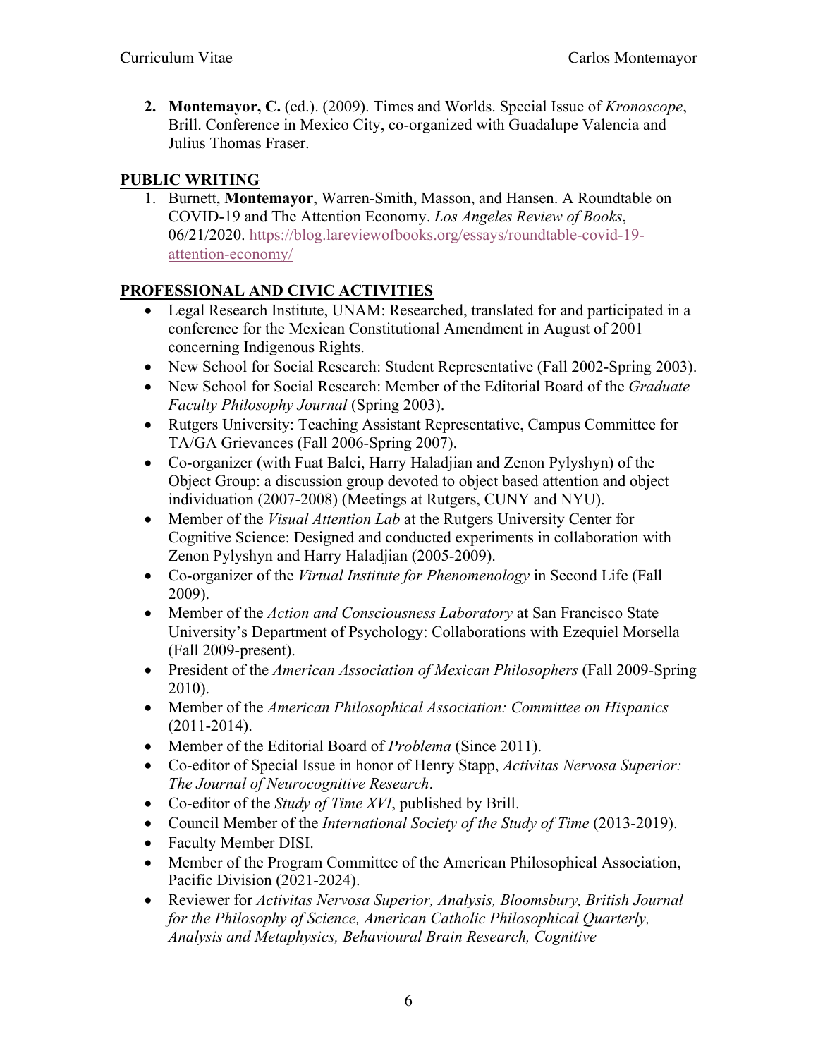2. **Montemayor, C.** (ed.). (2009). Times and Worlds. Special Issue of *Kronoscope*, Brill. Conference in Mexico City, co-organized with Guadalupe Valencia and Julius Thomas Fraser.

## PUBLIC WRITING

1. Burnett, **Montemayor**, Warren-Smith, Masson, and Hansen. A Roundtable on COVID-19 and The Attention Economy. *Los Angeles Review of Books*, 06/21/2020. https://blog.lareviewofbooks.org/essays/roundtable-covid-19-attention-economy/

## PROFESSIONAL AND CIVIC ACTIVITIES

- Legal Research Institute, UNAM: Researched, translated for and participated in a conference for the Mexican Constitutional Amendment in August of 2001 concerning Indigenous Rights.
- New School for Social Research: Student Representative (Fall 2002-Spring 2003).
- New School for Social Research: Member of the Editorial Board of the *Graduate Faculty Philosophy Journal* (Spring 2003).
- Rutgers University: Teaching Assistant Representative, Campus Committee for TA/GA Grievances (Fall 2006-Spring 2007).
- Co-organizer (with Fuat Balci, Harry Haladjian and Zenon Pylyshyn) of the Object Group: a discussion group devoted to object based attention and object individuation (2007-2008) (Meetings at Rutgers, CUNY and NYU).
- Member of the *Visual Attention Lab* at the Rutgers University Center for Cognitive Science: Designed and conducted experiments in collaboration with Zenon Pylyshyn and Harry Haladjian (2005-2009).
- Co-organizer of the *Virtual Institute for Phenomenology* in Second Life (Fall 2009).
- Member of the *Action and Consciousness Laboratory* at San Francisco State University's Department of Psychology: Collaborations with Ezequiel Morsella (Fall 2009-present).
- President of the *American Association of Mexican Philosophers* (Fall 2009-Spring 2010).
- Member of the *American Philosophical Association: Committee on Hispanics* (2011-2014).
- Member of the Editorial Board of *Problema* (Since 2011).
- Co-editor of Special Issue in honor of Henry Stapp, *Activitas Nervosa Superior: The Journal of Neurocognitive Research*.
- Co-editor of the *Study of Time XVI*, published by Brill.
- Council Member of the *International Society of the Study of Time* (2013-2019).
- Faculty Member DISI.
- Member of the Program Committee of the American Philosophical Association, Pacific Division (2021-2024).
- Reviewer for *Activitas Nervosa Superior, Analysis, Bloomsbury, British Journal for the Philosophy of Science, American Catholic Philosophical Quarterly, Analysis and Metaphysics, Behavioural Brain Research, Cognitive*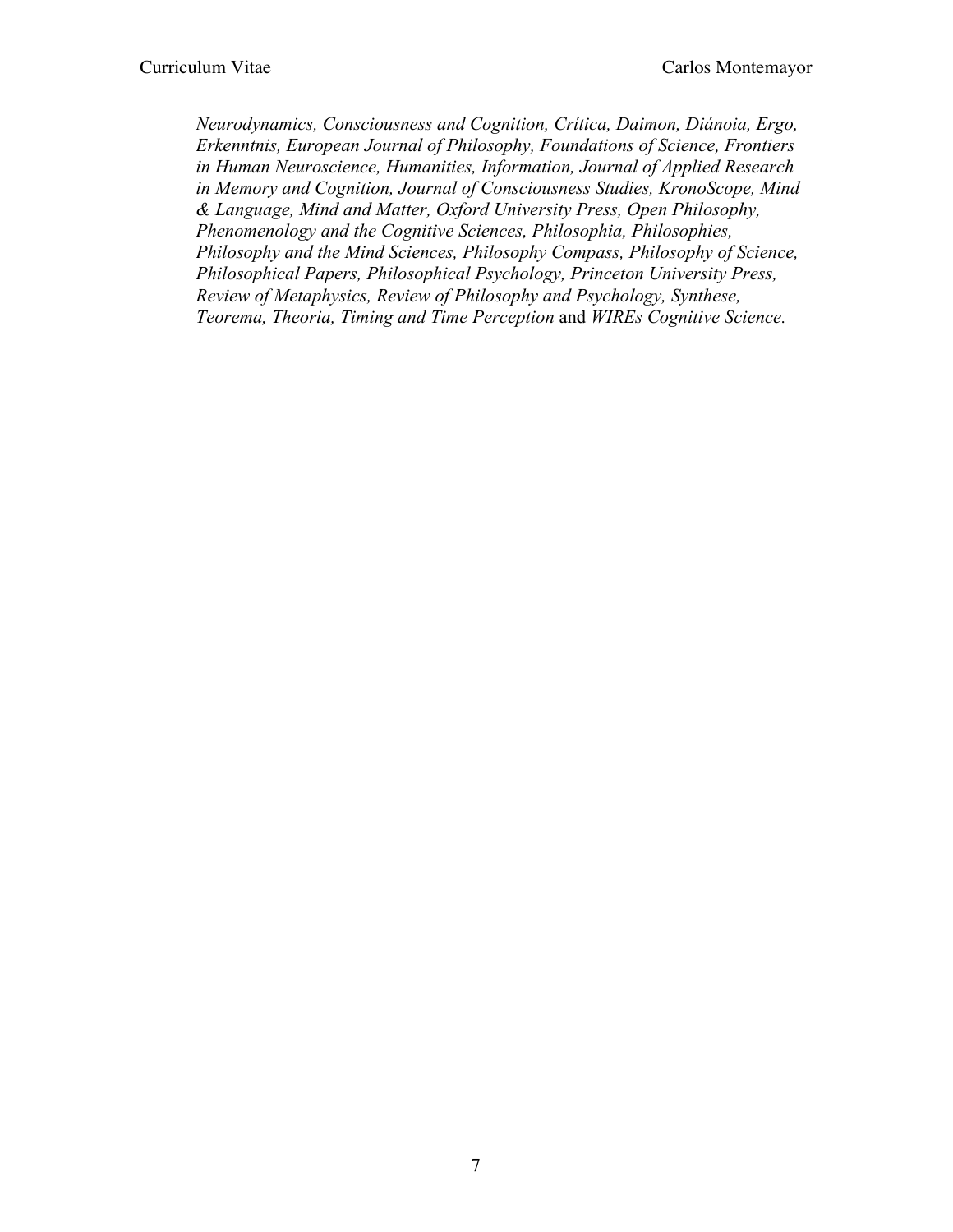*Neurodynamics, Consciousness and Cognition, Crítica, Daimon, Diánoia, Ergo, Erkenntnis, European Journal of Philosophy, Foundations of Science, Frontiers in Human Neuroscience, Humanities, Information, Journal of Applied Research in Memory and Cognition, Journal of Consciousness Studies, KronoScope, Mind & Language, Mind and Matter, Oxford University Press, Open Philosophy, Phenomenology and the Cognitive Sciences, Philosophia, Philosophies, Philosophy and the Mind Sciences, Philosophy Compass, Philosophy of Science, Philosophical Papers, Philosophical Psychology, Princeton University Press, Review of Metaphysics, Review of Philosophy and Psychology, Synthese, Teorema, Theoria, Timing and Time Perception* and *WIREs Cognitive Science.*